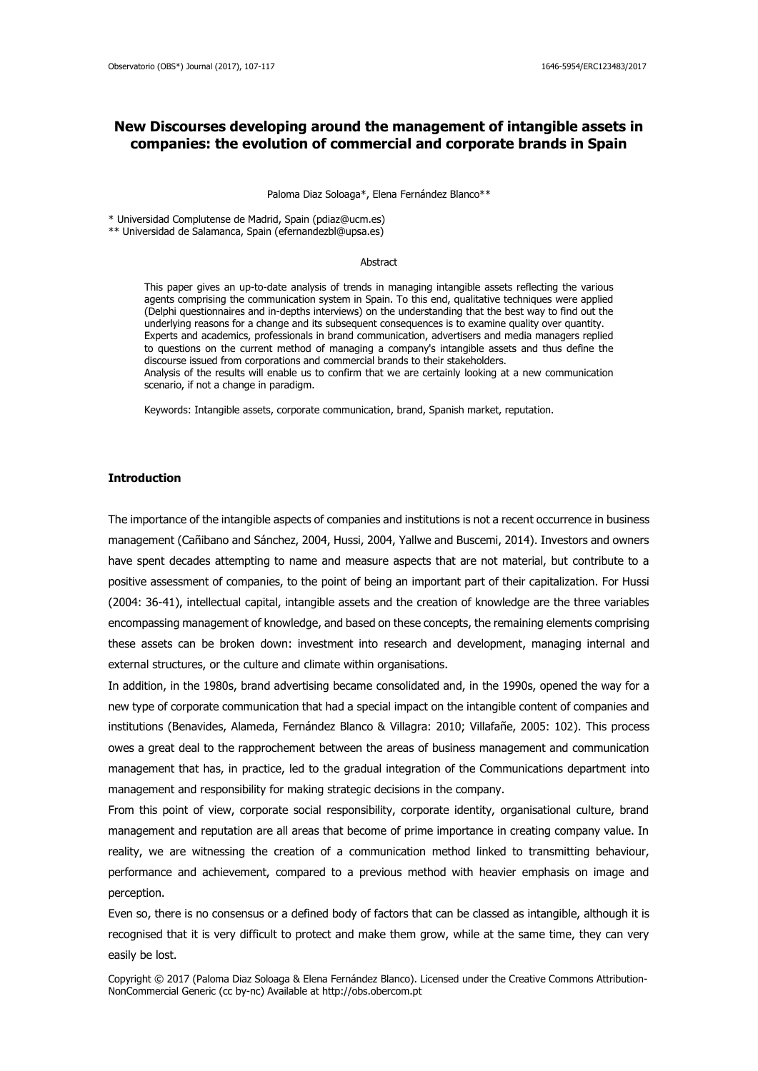# New Discourses developing around the management of intangible assets in companies: the evolution of commercial and corporate brands in Spain

Paloma Diaz Soloaga*, Elena Fernández Blanco**

* Universidad Complutense de Madrid, Spain (pdiaz@ucm.es)
** Universidad de Salamanca, Spain (efernandezbl@upsa.es)

## Abstract

This paper gives an up-to-date analysis of trends in managing intangible assets reflecting the various agents comprising the communication system in Spain. To this end, qualitative techniques were applied (Delphi questionnaires and in-depths interviews) on the understanding that the best way to find out the underlying reasons for a change and its subsequent consequences is to examine quality over quantity. Experts and academics, professionals in brand communication, advertisers and media managers replied to questions on the current method of managing a company's intangible assets and thus define the discourse issued from corporations and commercial brands to their stakeholders.
Analysis of the results will enable us to confirm that we are certainly looking at a new communication scenario, if not a change in paradigm.

Keywords: Intangible assets, corporate communication, brand, Spanish market, reputation.

## Introduction

The importance of the intangible aspects of companies and institutions is not a recent occurrence in business management (Cañibano and Sánchez, 2004, Hussi, 2004, Yallwe and Buscemi, 2014). Investors and owners have spent decades attempting to name and measure aspects that are not material, but contribute to a positive assessment of companies, to the point of being an important part of their capitalization. For Hussi (2004: 36-41), intellectual capital, intangible assets and the creation of knowledge are the three variables encompassing management of knowledge, and based on these concepts, the remaining elements comprising these assets can be broken down: investment into research and development, managing internal and external structures, or the culture and climate within organisations.

In addition, in the 1980s, brand advertising became consolidated and, in the 1990s, opened the way for a new type of corporate communication that had a special impact on the intangible content of companies and institutions (Benavides, Alameda, Fernández Blanco & Villagra: 2010; Villafañe, 2005: 102). This process owes a great deal to the rapprochement between the areas of business management and communication management that has, in practice, led to the gradual integration of the Communications department into management and responsibility for making strategic decisions in the company.

From this point of view, corporate social responsibility, corporate identity, organisational culture, brand management and reputation are all areas that become of prime importance in creating company value. In reality, we are witnessing the creation of a communication method linked to transmitting behaviour, performance and achievement, compared to a previous method with heavier emphasis on image and perception.

Even so, there is no consensus or a defined body of factors that can be classed as intangible, although it is recognised that it is very difficult to protect and make them grow, while at the same time, they can very easily be lost.

Copyright © 2017 (Paloma Diaz Soloaga & Elena Fernández Blanco). Licensed under the Creative Commons Attribution-NonCommercial Generic (cc by-nc) Available at http://obs.obercom.pt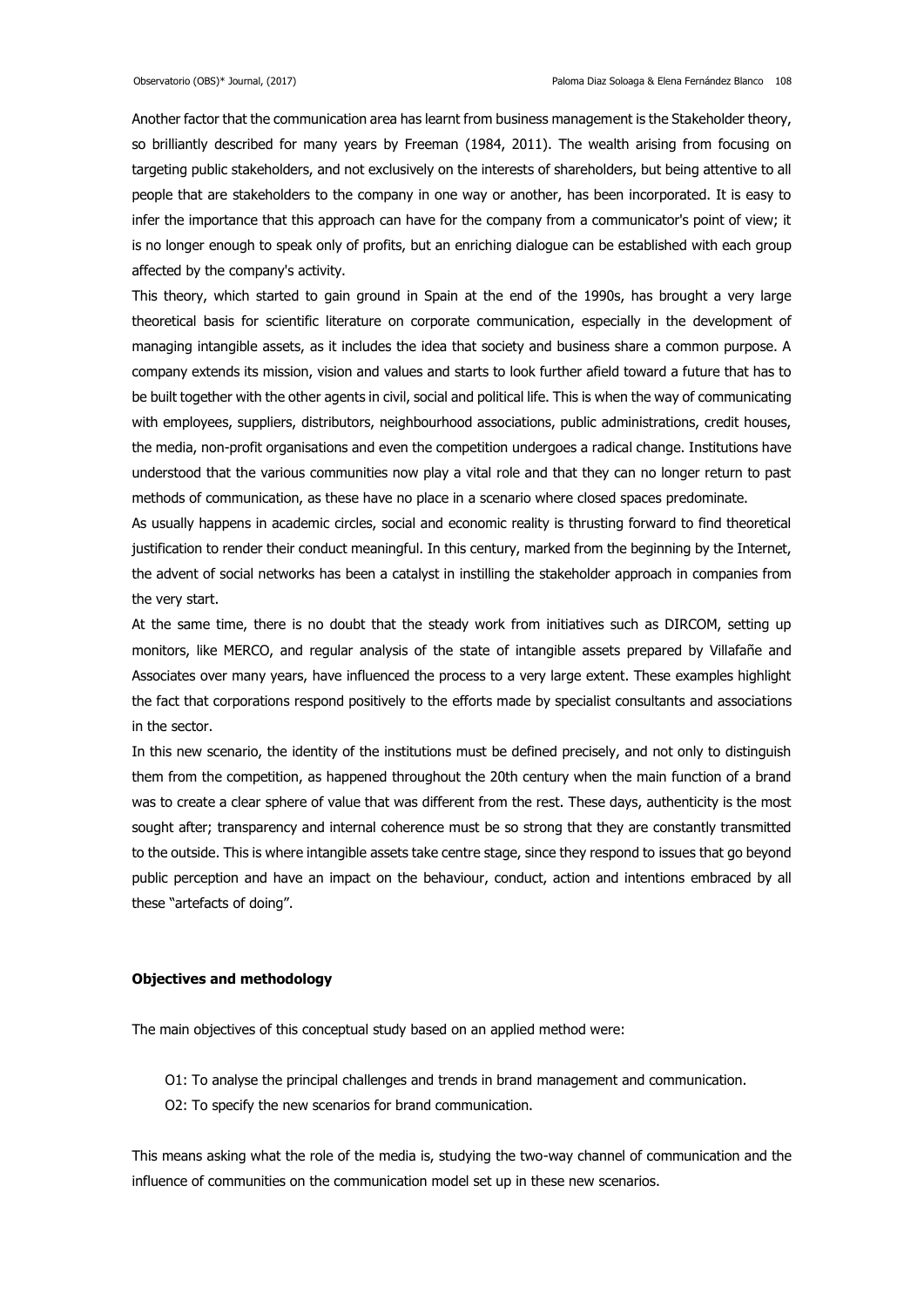Another factor that the communication area has learnt from business management is the Stakeholder theory, so brilliantly described for many years by Freeman (1984, 2011). The wealth arising from focusing on targeting public stakeholders, and not exclusively on the interests of shareholders, but being attentive to all people that are stakeholders to the company in one way or another, has been incorporated. It is easy to infer the importance that this approach can have for the company from a communicator's point of view; it is no longer enough to speak only of profits, but an enriching dialogue can be established with each group affected by the company's activity.

This theory, which started to gain ground in Spain at the end of the 1990s, has brought a very large theoretical basis for scientific literature on corporate communication, especially in the development of managing intangible assets, as it includes the idea that society and business share a common purpose. A company extends its mission, vision and values and starts to look further afield toward a future that has to be built together with the other agents in civil, social and political life. This is when the way of communicating with employees, suppliers, distributors, neighbourhood associations, public administrations, credit houses, the media, non-profit organisations and even the competition undergoes a radical change. Institutions have understood that the various communities now play a vital role and that they can no longer return to past methods of communication, as these have no place in a scenario where closed spaces predominate.

As usually happens in academic circles, social and economic reality is thrusting forward to find theoretical justification to render their conduct meaningful. In this century, marked from the beginning by the Internet, the advent of social networks has been a catalyst in instilling the stakeholder approach in companies from the very start.

At the same time, there is no doubt that the steady work from initiatives such as DIRCOM, setting up monitors, like MERCO, and regular analysis of the state of intangible assets prepared by Villafañe and Associates over many years, have influenced the process to a very large extent. These examples highlight the fact that corporations respond positively to the efforts made by specialist consultants and associations in the sector.

In this new scenario, the identity of the institutions must be defined precisely, and not only to distinguish them from the competition, as happened throughout the 20th century when the main function of a brand was to create a clear sphere of value that was different from the rest. These days, authenticity is the most sought after; transparency and internal coherence must be so strong that they are constantly transmitted to the outside. This is where intangible assets take centre stage, since they respond to issues that go beyond public perception and have an impact on the behaviour, conduct, action and intentions embraced by all these "artefacts of doing".

## Objectives and methodology

The main objectives of this conceptual study based on an applied method were:

- O1: To analyse the principal challenges and trends in brand management and communication.
- O2: To specify the new scenarios for brand communication.

This means asking what the role of the media is, studying the two-way channel of communication and the influence of communities on the communication model set up in these new scenarios.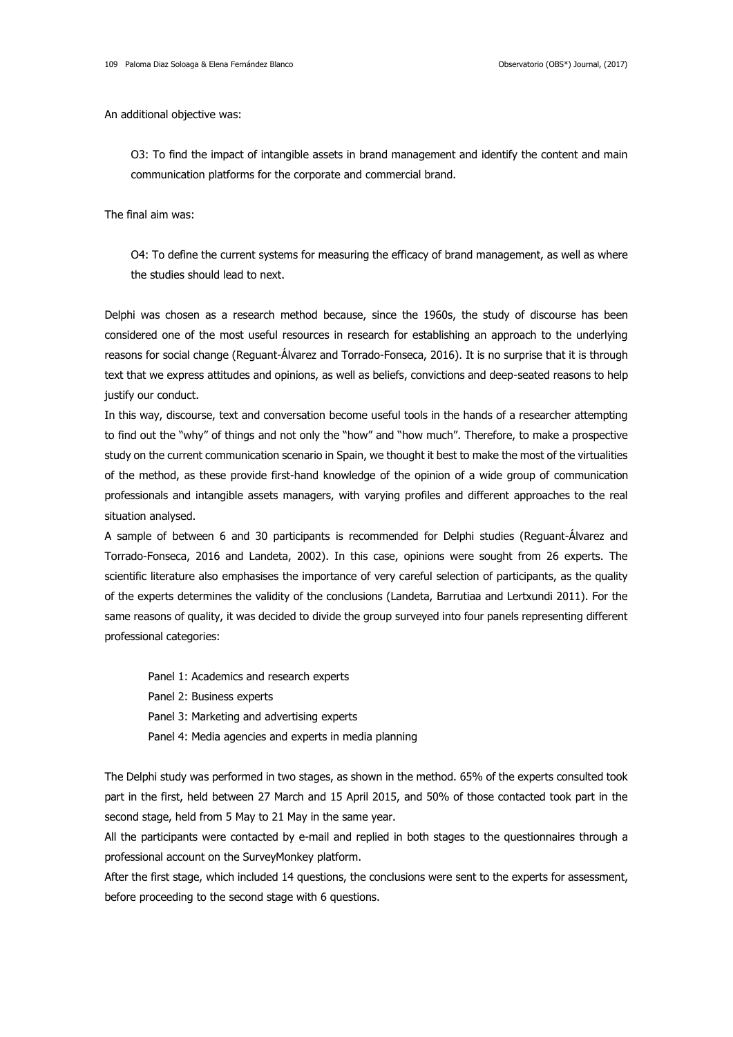An additional objective was:

> O3: To find the impact of intangible assets in brand management and identify the content and main communication platforms for the corporate and commercial brand.

The final aim was:

> O4: To define the current systems for measuring the efficacy of brand management, as well as where the studies should lead to next.

Delphi was chosen as a research method because, since the 1960s, the study of discourse has been considered one of the most useful resources in research for establishing an approach to the underlying reasons for social change (Reguant-Álvarez and Torrado-Fonseca, 2016). It is no surprise that it is through text that we express attitudes and opinions, as well as beliefs, convictions and deep-seated reasons to help justify our conduct.

In this way, discourse, text and conversation become useful tools in the hands of a researcher attempting to find out the "why" of things and not only the "how" and "how much". Therefore, to make a prospective study on the current communication scenario in Spain, we thought it best to make the most of the virtualities of the method, as these provide first-hand knowledge of the opinion of a wide group of communication professionals and intangible assets managers, with varying profiles and different approaches to the real situation analysed.

A sample of between 6 and 30 participants is recommended for Delphi studies (Reguant-Álvarez and Torrado-Fonseca, 2016 and Landeta, 2002). In this case, opinions were sought from 26 experts. The scientific literature also emphasises the importance of very careful selection of participants, as the quality of the experts determines the validity of the conclusions (Landeta, Barrutiaa and Lertxundi 2011). For the same reasons of quality, it was decided to divide the group surveyed into four panels representing different professional categories:

- Panel 1: Academics and research experts
- Panel 2: Business experts
- Panel 3: Marketing and advertising experts
- Panel 4: Media agencies and experts in media planning

The Delphi study was performed in two stages, as shown in the method. 65% of the experts consulted took part in the first, held between 27 March and 15 April 2015, and 50% of those contacted took part in the second stage, held from 5 May to 21 May in the same year.

All the participants were contacted by e-mail and replied in both stages to the questionnaires through a professional account on the SurveyMonkey platform.

After the first stage, which included 14 questions, the conclusions were sent to the experts for assessment, before proceeding to the second stage with 6 questions.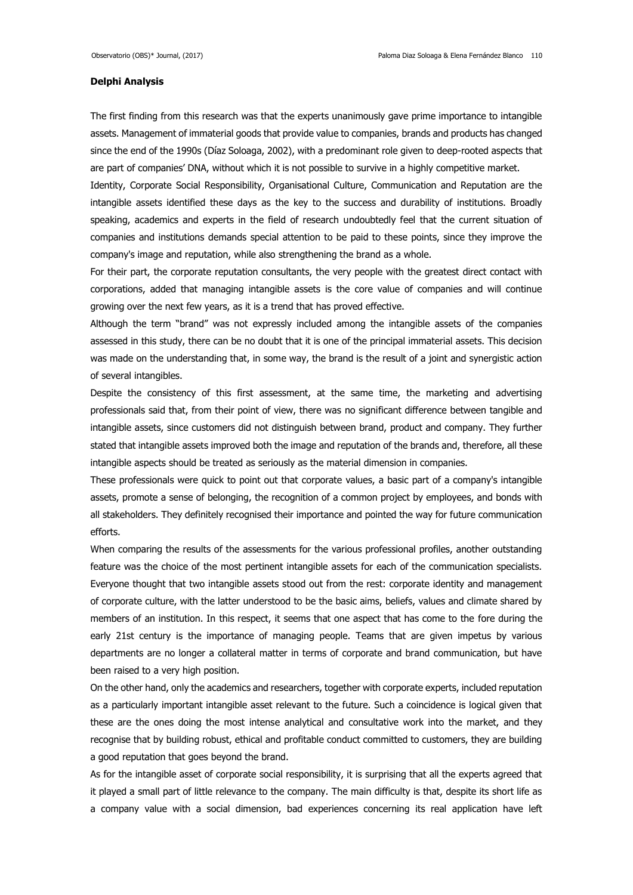**Delphi Analysis**

The first finding from this research was that the experts unanimously gave prime importance to intangible assets. Management of immaterial goods that provide value to companies, brands and products has changed since the end of the 1990s (Díaz Soloaga, 2002), with a predominant role given to deep-rooted aspects that are part of companies' DNA, without which it is not possible to survive in a highly competitive market.

Identity, Corporate Social Responsibility, Organisational Culture, Communication and Reputation are the intangible assets identified these days as the key to the success and durability of institutions. Broadly speaking, academics and experts in the field of research undoubtedly feel that the current situation of companies and institutions demands special attention to be paid to these points, since they improve the company's image and reputation, while also strengthening the brand as a whole.

For their part, the corporate reputation consultants, the very people with the greatest direct contact with corporations, added that managing intangible assets is the core value of companies and will continue growing over the next few years, as it is a trend that has proved effective.

Although the term "brand" was not expressly included among the intangible assets of the companies assessed in this study, there can be no doubt that it is one of the principal immaterial assets. This decision was made on the understanding that, in some way, the brand is the result of a joint and synergistic action of several intangibles.

Despite the consistency of this first assessment, at the same time, the marketing and advertising professionals said that, from their point of view, there was no significant difference between tangible and intangible assets, since customers did not distinguish between brand, product and company. They further stated that intangible assets improved both the image and reputation of the brands and, therefore, all these intangible aspects should be treated as seriously as the material dimension in companies.

These professionals were quick to point out that corporate values, a basic part of a company's intangible assets, promote a sense of belonging, the recognition of a common project by employees, and bonds with all stakeholders. They definitely recognised their importance and pointed the way for future communication efforts.

When comparing the results of the assessments for the various professional profiles, another outstanding feature was the choice of the most pertinent intangible assets for each of the communication specialists. Everyone thought that two intangible assets stood out from the rest: corporate identity and management of corporate culture, with the latter understood to be the basic aims, beliefs, values and climate shared by members of an institution. In this respect, it seems that one aspect that has come to the fore during the early 21st century is the importance of managing people. Teams that are given impetus by various departments are no longer a collateral matter in terms of corporate and brand communication, but have been raised to a very high position.

On the other hand, only the academics and researchers, together with corporate experts, included reputation as a particularly important intangible asset relevant to the future. Such a coincidence is logical given that these are the ones doing the most intense analytical and consultative work into the market, and they recognise that by building robust, ethical and profitable conduct committed to customers, they are building a good reputation that goes beyond the brand.

As for the intangible asset of corporate social responsibility, it is surprising that all the experts agreed that it played a small part of little relevance to the company. The main difficulty is that, despite its short life as a company value with a social dimension, bad experiences concerning its real application have left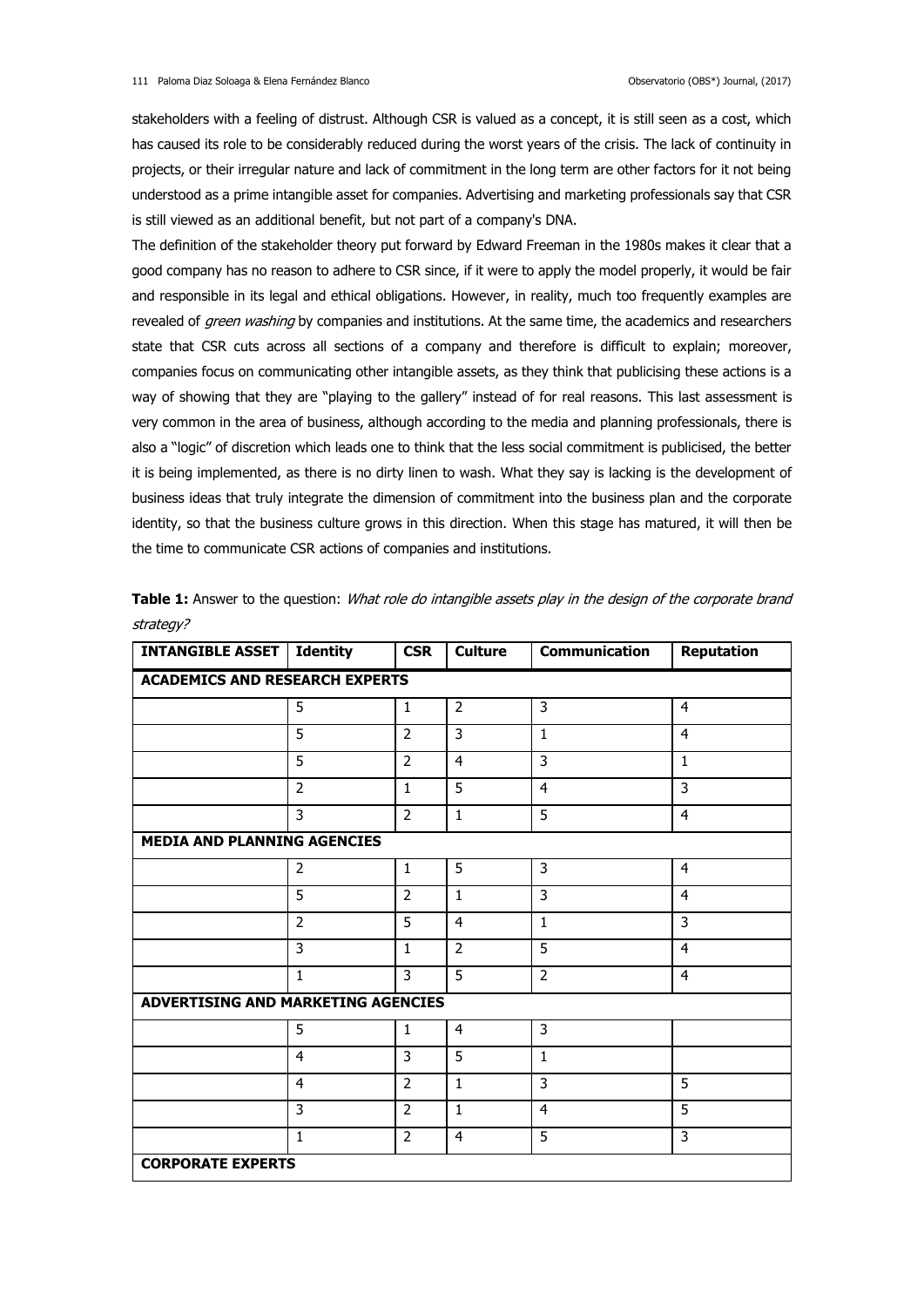stakeholders with a feeling of distrust. Although CSR is valued as a concept, it is still seen as a cost, which has caused its role to be considerably reduced during the worst years of the crisis. The lack of continuity in projects, or their irregular nature and lack of commitment in the long term are other factors for it not being understood as a prime intangible asset for companies. Advertising and marketing professionals say that CSR is still viewed as an additional benefit, but not part of a company's DNA.

The definition of the stakeholder theory put forward by Edward Freeman in the 1980s makes it clear that a good company has no reason to adhere to CSR since, if it were to apply the model properly, it would be fair and responsible in its legal and ethical obligations. However, in reality, much too frequently examples are revealed of *green washing* by companies and institutions. At the same time, the academics and researchers state that CSR cuts across all sections of a company and therefore is difficult to explain; moreover, companies focus on communicating other intangible assets, as they think that publicising these actions is a way of showing that they are "playing to the gallery" instead of for real reasons. This last assessment is very common in the area of business, although according to the media and planning professionals, there is also a "logic" of discretion which leads one to think that the less social commitment is publicised, the better it is being implemented, as there is no dirty linen to wash. What they say is lacking is the development of business ideas that truly integrate the dimension of commitment into the business plan and the corporate identity, so that the business culture grows in this direction. When this stage has matured, it will then be the time to communicate CSR actions of companies and institutions.

**Table 1:** Answer to the question: *What role do intangible assets play in the design of the corporate brand strategy?*

| INTANGIBLE ASSET | Identity | CSR | Culture | Communication | Reputation |
|---|---|---|---|---|---|
| **ACADEMICS AND RESEARCH EXPERTS** | | | | | |
| | 5 | 1 | 2 | 3 | 4 |
| | 5 | 2 | 3 | 1 | 4 |
| | 5 | 2 | 4 | 3 | 1 |
| | 2 | 1 | 5 | 4 | 3 |
| | 3 | 2 | 1 | 5 | 4 |
| **MEDIA AND PLANNING AGENCIES** | | | | | |
| | 2 | 1 | 5 | 3 | 4 |
| | 5 | 2 | 1 | 3 | 4 |
| | 2 | 5 | 4 | 1 | 3 |
| | 3 | 1 | 2 | 5 | 4 |
| | 1 | 3 | 5 | 2 | 4 |
| **ADVERTISING AND MARKETING AGENCIES** | | | | | |
| | 5 | 1 | 4 | 3 | |
| | 4 | 3 | 5 | 1 | |
| | 4 | 2 | 1 | 3 | 5 |
| | 3 | 2 | 1 | 4 | 5 |
| | 1 | 2 | 4 | 5 | 3 |
| **CORPORATE EXPERTS** | | | | | |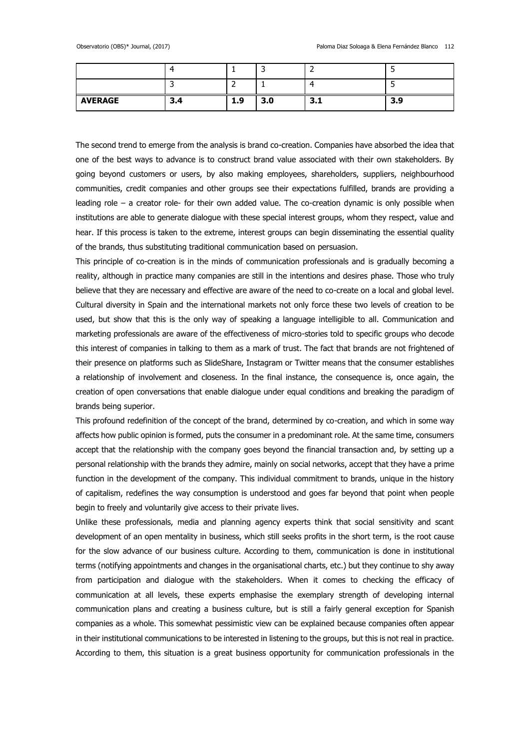| | | | | | |
|---|---|---|---|---|---|
| | 4 | 1 | 3 | 2 | 5 |
| | 3 | 2 | 1 | 4 | 5 |
| **AVERAGE** | **3.4** | **1.9** | **3.0** | **3.1** | **3.9** |

The second trend to emerge from the analysis is brand co-creation. Companies have absorbed the idea that one of the best ways to advance is to construct brand value associated with their own stakeholders. By going beyond customers or users, by also making employees, shareholders, suppliers, neighbourhood communities, credit companies and other groups see their expectations fulfilled, brands are providing a leading role – a creator role- for their own added value. The co-creation dynamic is only possible when institutions are able to generate dialogue with these special interest groups, whom they respect, value and hear. If this process is taken to the extreme, interest groups can begin disseminating the essential quality of the brands, thus substituting traditional communication based on persuasion.

This principle of co-creation is in the minds of communication professionals and is gradually becoming a reality, although in practice many companies are still in the intentions and desires phase. Those who truly believe that they are necessary and effective are aware of the need to co-create on a local and global level. Cultural diversity in Spain and the international markets not only force these two levels of creation to be used, but show that this is the only way of speaking a language intelligible to all. Communication and marketing professionals are aware of the effectiveness of micro-stories told to specific groups who decode this interest of companies in talking to them as a mark of trust. The fact that brands are not frightened of their presence on platforms such as SlideShare, Instagram or Twitter means that the consumer establishes a relationship of involvement and closeness. In the final instance, the consequence is, once again, the creation of open conversations that enable dialogue under equal conditions and breaking the paradigm of brands being superior.

This profound redefinition of the concept of the brand, determined by co-creation, and which in some way affects how public opinion is formed, puts the consumer in a predominant role. At the same time, consumers accept that the relationship with the company goes beyond the financial transaction and, by setting up a personal relationship with the brands they admire, mainly on social networks, accept that they have a prime function in the development of the company. This individual commitment to brands, unique in the history of capitalism, redefines the way consumption is understood and goes far beyond that point when people begin to freely and voluntarily give access to their private lives.

Unlike these professionals, media and planning agency experts think that social sensitivity and scant development of an open mentality in business, which still seeks profits in the short term, is the root cause for the slow advance of our business culture. According to them, communication is done in institutional terms (notifying appointments and changes in the organisational charts, etc.) but they continue to shy away from participation and dialogue with the stakeholders. When it comes to checking the efficacy of communication at all levels, these experts emphasise the exemplary strength of developing internal communication plans and creating a business culture, but is still a fairly general exception for Spanish companies as a whole. This somewhat pessimistic view can be explained because companies often appear in their institutional communications to be interested in listening to the groups, but this is not real in practice. According to them, this situation is a great business opportunity for communication professionals in the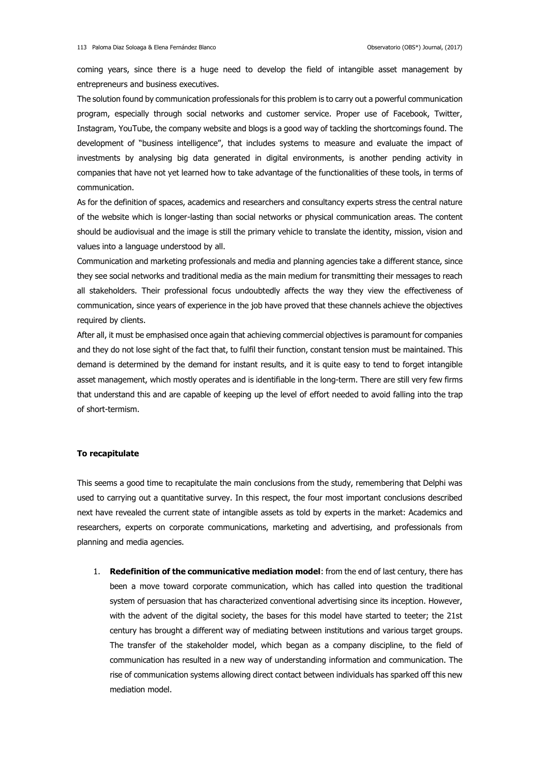coming years, since there is a huge need to develop the field of intangible asset management by entrepreneurs and business executives.

The solution found by communication professionals for this problem is to carry out a powerful communication program, especially through social networks and customer service. Proper use of Facebook, Twitter, Instagram, YouTube, the company website and blogs is a good way of tackling the shortcomings found. The development of "business intelligence", that includes systems to measure and evaluate the impact of investments by analysing big data generated in digital environments, is another pending activity in companies that have not yet learned how to take advantage of the functionalities of these tools, in terms of communication.

As for the definition of spaces, academics and researchers and consultancy experts stress the central nature of the website which is longer-lasting than social networks or physical communication areas. The content should be audiovisual and the image is still the primary vehicle to translate the identity, mission, vision and values into a language understood by all.

Communication and marketing professionals and media and planning agencies take a different stance, since they see social networks and traditional media as the main medium for transmitting their messages to reach all stakeholders. Their professional focus undoubtedly affects the way they view the effectiveness of communication, since years of experience in the job have proved that these channels achieve the objectives required by clients.

After all, it must be emphasised once again that achieving commercial objectives is paramount for companies and they do not lose sight of the fact that, to fulfil their function, constant tension must be maintained. This demand is determined by the demand for instant results, and it is quite easy to tend to forget intangible asset management, which mostly operates and is identifiable in the long-term. There are still very few firms that understand this and are capable of keeping up the level of effort needed to avoid falling into the trap of short-termism.

**To recapitulate**

This seems a good time to recapitulate the main conclusions from the study, remembering that Delphi was used to carrying out a quantitative survey. In this respect, the four most important conclusions described next have revealed the current state of intangible assets as told by experts in the market: Academics and researchers, experts on corporate communications, marketing and advertising, and professionals from planning and media agencies.

1. **Redefinition of the communicative mediation model**: from the end of last century, there has been a move toward corporate communication, which has called into question the traditional system of persuasion that has characterized conventional advertising since its inception. However, with the advent of the digital society, the bases for this model have started to teeter; the 21st century has brought a different way of mediating between institutions and various target groups. The transfer of the stakeholder model, which began as a company discipline, to the field of communication has resulted in a new way of understanding information and communication. The rise of communication systems allowing direct contact between individuals has sparked off this new mediation model.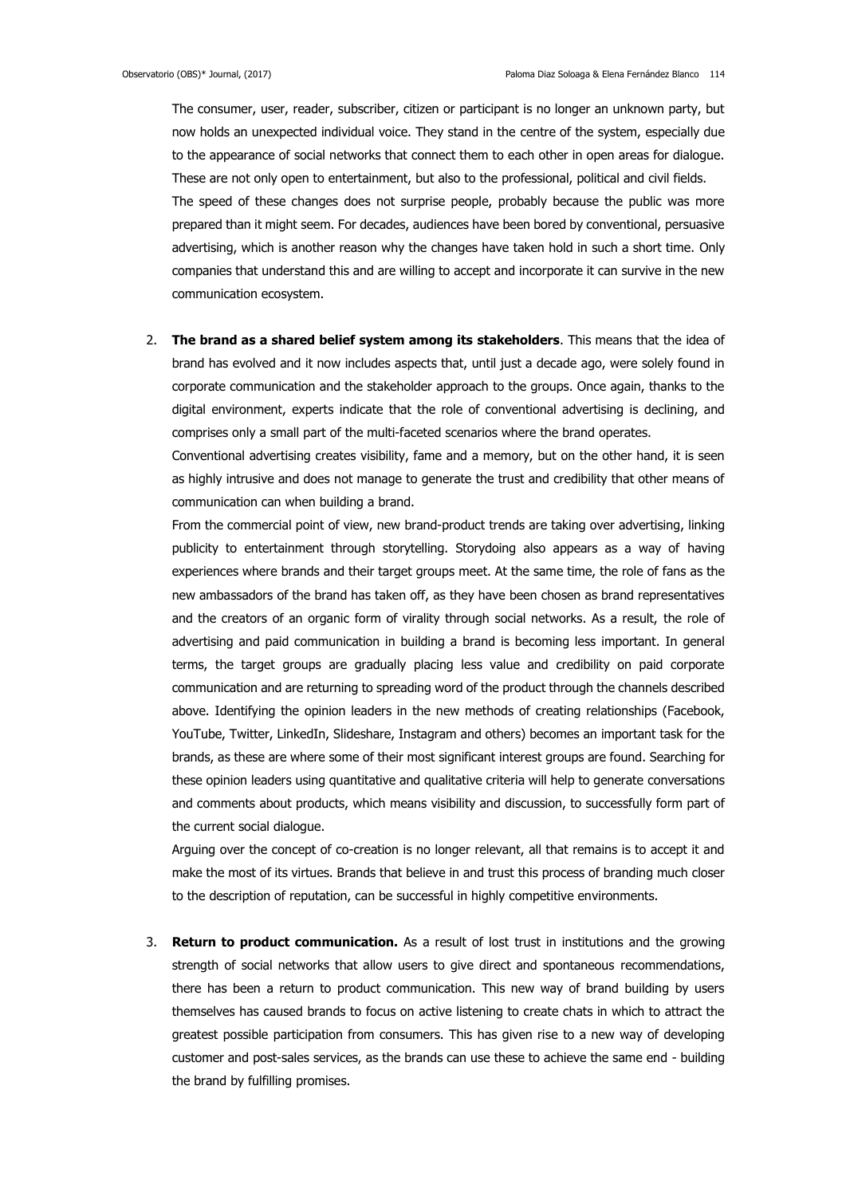The consumer, user, reader, subscriber, citizen or participant is no longer an unknown party, but now holds an unexpected individual voice. They stand in the centre of the system, especially due to the appearance of social networks that connect them to each other in open areas for dialogue. These are not only open to entertainment, but also to the professional, political and civil fields.
The speed of these changes does not surprise people, probably because the public was more prepared than it might seem. For decades, audiences have been bored by conventional, persuasive advertising, which is another reason why the changes have taken hold in such a short time. Only companies that understand this and are willing to accept and incorporate it can survive in the new communication ecosystem.

2. **The brand as a shared belief system among its stakeholders**. This means that the idea of brand has evolved and it now includes aspects that, until just a decade ago, were solely found in corporate communication and the stakeholder approach to the groups. Once again, thanks to the digital environment, experts indicate that the role of conventional advertising is declining, and comprises only a small part of the multi-faceted scenarios where the brand operates.
Conventional advertising creates visibility, fame and a memory, but on the other hand, it is seen as highly intrusive and does not manage to generate the trust and credibility that other means of communication can when building a brand.
From the commercial point of view, new brand-product trends are taking over advertising, linking publicity to entertainment through storytelling. Storydoing also appears as a way of having experiences where brands and their target groups meet. At the same time, the role of fans as the new ambassadors of the brand has taken off, as they have been chosen as brand representatives and the creators of an organic form of virality through social networks. As a result, the role of advertising and paid communication in building a brand is becoming less important. In general terms, the target groups are gradually placing less value and credibility on paid corporate communication and are returning to spreading word of the product through the channels described above. Identifying the opinion leaders in the new methods of creating relationships (Facebook, YouTube, Twitter, LinkedIn, Slideshare, Instagram and others) becomes an important task for the brands, as these are where some of their most significant interest groups are found. Searching for these opinion leaders using quantitative and qualitative criteria will help to generate conversations and comments about products, which means visibility and discussion, to successfully form part of the current social dialogue.
Arguing over the concept of co-creation is no longer relevant, all that remains is to accept it and make the most of its virtues. Brands that believe in and trust this process of branding much closer to the description of reputation, can be successful in highly competitive environments.

3. **Return to product communication.** As a result of lost trust in institutions and the growing strength of social networks that allow users to give direct and spontaneous recommendations, there has been a return to product communication. This new way of brand building by users themselves has caused brands to focus on active listening to create chats in which to attract the greatest possible participation from consumers. This has given rise to a new way of developing customer and post-sales services, as the brands can use these to achieve the same end - building the brand by fulfilling promises.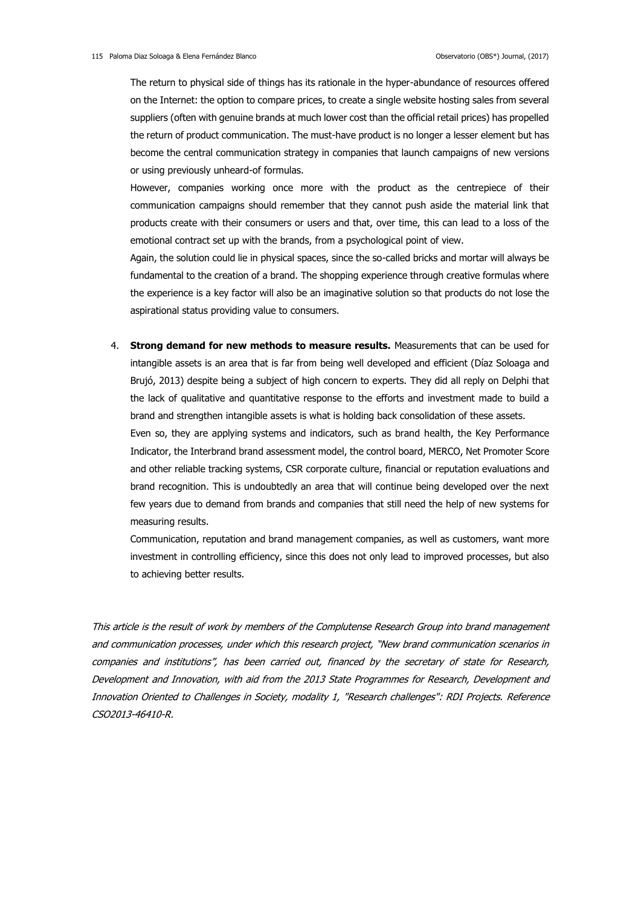The return to physical side of things has its rationale in the hyper-abundance of resources offered on the Internet: the option to compare prices, to create a single website hosting sales from several suppliers (often with genuine brands at much lower cost than the official retail prices) has propelled the return of product communication. The must-have product is no longer a lesser element but has become the central communication strategy in companies that launch campaigns of new versions or using previously unheard-of formulas.

However, companies working once more with the product as the centrepiece of their communication campaigns should remember that they cannot push aside the material link that products create with their consumers or users and that, over time, this can lead to a loss of the emotional contract set up with the brands, from a psychological point of view.

Again, the solution could lie in physical spaces, since the so-called bricks and mortar will always be fundamental to the creation of a brand. The shopping experience through creative formulas where the experience is a key factor will also be an imaginative solution so that products do not lose the aspirational status providing value to consumers.

4. **Strong demand for new methods to measure results.** Measurements that can be used for intangible assets is an area that is far from being well developed and efficient (Díaz Soloaga and Brujó, 2013) despite being a subject of high concern to experts. They did all reply on Delphi that the lack of qualitative and quantitative response to the efforts and investment made to build a brand and strengthen intangible assets is what is holding back consolidation of these assets.

   Even so, they are applying systems and indicators, such as brand health, the Key Performance Indicator, the Interbrand brand assessment model, the control board, MERCO, Net Promoter Score and other reliable tracking systems, CSR corporate culture, financial or reputation evaluations and brand recognition. This is undoubtedly an area that will continue being developed over the next few years due to demand from brands and companies that still need the help of new systems for measuring results.

   Communication, reputation and brand management companies, as well as customers, want more investment in controlling efficiency, since this does not only lead to improved processes, but also to achieving better results.

*This article is the result of work by members of the Complutense Research Group into brand management and communication processes, under which this research project, "New brand communication scenarios in companies and institutions", has been carried out, financed by the secretary of state for Research, Development and Innovation, with aid from the 2013 State Programmes for Research, Development and Innovation Oriented to Challenges in Society, modality 1, "Research challenges": RDI Projects. Reference CSO2013-46410-R.*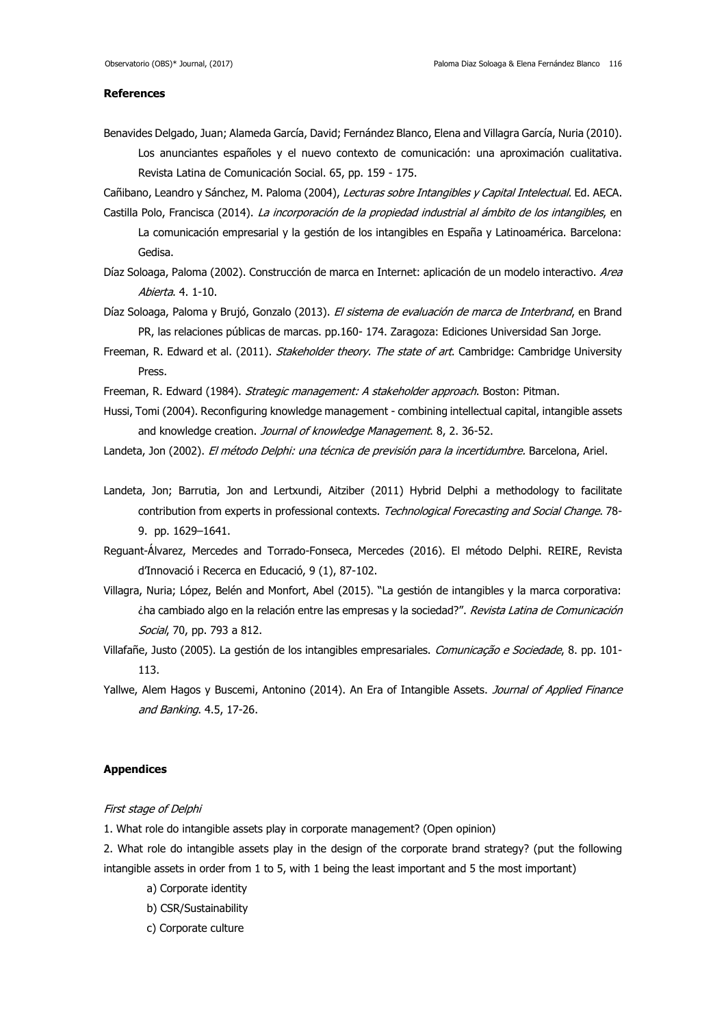### References

Benavides Delgado, Juan; Alameda García, David; Fernández Blanco, Elena and Villagra García, Nuria (2010). Los anunciantes españoles y el nuevo contexto de comunicación: una aproximación cualitativa. Revista Latina de Comunicación Social. 65, pp. 159 - 175.

Cañibano, Leandro y Sánchez, M. Paloma (2004), *Lecturas sobre Intangibles y Capital Intelectual*. Ed. AECA.

Castilla Polo, Francisca (2014). *La incorporación de la propiedad industrial al ámbito de los intangibles*, en La comunicación empresarial y la gestión de los intangibles en España y Latinoamérica. Barcelona: Gedisa.

Díaz Soloaga, Paloma (2002). Construcción de marca en Internet: aplicación de un modelo interactivo. *Area Abierta*. 4. 1-10.

Díaz Soloaga, Paloma y Brujó, Gonzalo (2013). *El sistema de evaluación de marca de Interbrand*, en Brand PR, las relaciones públicas de marcas. pp.160- 174. Zaragoza: Ediciones Universidad San Jorge.

Freeman, R. Edward et al. (2011). *Stakeholder theory. The state of art*. Cambridge: Cambridge University Press.

Freeman, R. Edward (1984). *Strategic management: A stakeholder approach*. Boston: Pitman.

Hussi, Tomi (2004). Reconfiguring knowledge management - combining intellectual capital, intangible assets and knowledge creation. *Journal of knowledge Management*. 8, 2. 36-52.

Landeta, Jon (2002). *El método Delphi: una técnica de previsión para la incertidumbre*. Barcelona, Ariel.

Landeta, Jon; Barrutia, Jon and Lertxundi, Aitziber (2011) Hybrid Delphi a methodology to facilitate contribution from experts in professional contexts. *Technological Forecasting and Social Change*. 78-9. pp. 1629–1641.

Reguant-Álvarez, Mercedes and Torrado-Fonseca, Mercedes (2016). El método Delphi. REIRE, Revista d'Innovació i Recerca en Educació, 9 (1), 87-102.

Villagra, Nuria; López, Belén and Monfort, Abel (2015). "La gestión de intangibles y la marca corporativa: ¿ha cambiado algo en la relación entre las empresas y la sociedad?". *Revista Latina de Comunicación Social*, 70, pp. 793 a 812.

Villafañe, Justo (2005). La gestión de los intangibles empresariales. *Comunicação e Sociedade*, 8. pp. 101-113.

Yallwe, Alem Hagos y Buscemi, Antonino (2014). An Era of Intangible Assets. *Journal of Applied Finance and Banking*. 4.5, 17-26.

### Appendices

*First stage of Delphi*

1. What role do intangible assets play in corporate management? (Open opinion)

2. What role do intangible assets play in the design of the corporate brand strategy? (put the following intangible assets in order from 1 to 5, with 1 being the least important and 5 the most important)

   a) Corporate identity
   
   b) CSR/Sustainability
   
   c) Corporate culture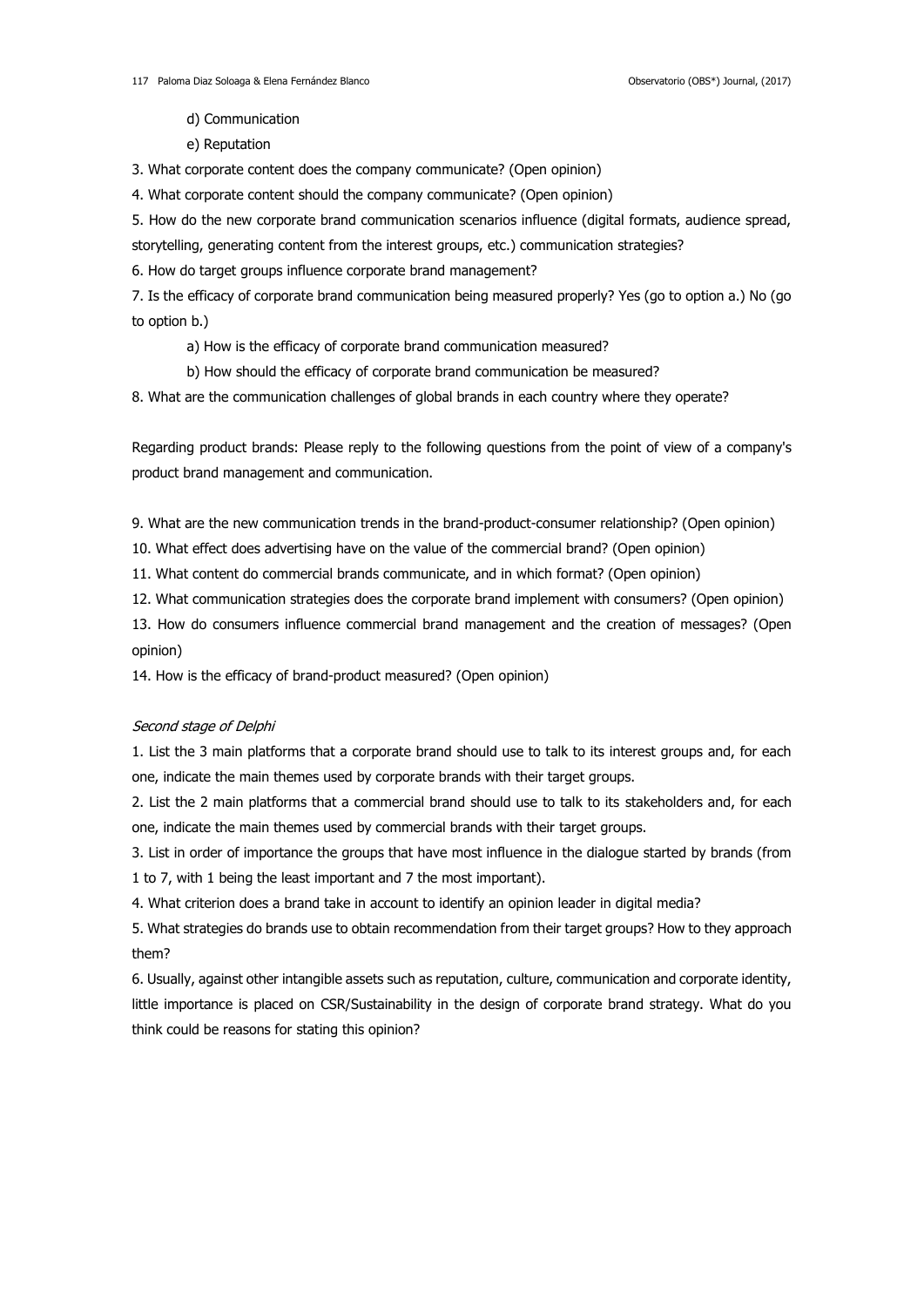d) Communication

e) Reputation

3. What corporate content does the company communicate? (Open opinion)

4. What corporate content should the company communicate? (Open opinion)

5. How do the new corporate brand communication scenarios influence (digital formats, audience spread, storytelling, generating content from the interest groups, etc.) communication strategies?

6. How do target groups influence corporate brand management?

7. Is the efficacy of corporate brand communication being measured properly? Yes (go to option a.) No (go to option b.)

    a) How is the efficacy of corporate brand communication measured?

    b) How should the efficacy of corporate brand communication be measured?

8. What are the communication challenges of global brands in each country where they operate?

Regarding product brands: Please reply to the following questions from the point of view of a company's product brand management and communication.

9. What are the new communication trends in the brand-product-consumer relationship? (Open opinion)

10. What effect does advertising have on the value of the commercial brand? (Open opinion)

11. What content do commercial brands communicate, and in which format? (Open opinion)

12. What communication strategies does the corporate brand implement with consumers? (Open opinion)

13. How do consumers influence commercial brand management and the creation of messages? (Open opinion)

14. How is the efficacy of brand-product measured? (Open opinion)

*Second stage of Delphi*

1. List the 3 main platforms that a corporate brand should use to talk to its interest groups and, for each one, indicate the main themes used by corporate brands with their target groups.

2. List the 2 main platforms that a commercial brand should use to talk to its stakeholders and, for each one, indicate the main themes used by commercial brands with their target groups.

3. List in order of importance the groups that have most influence in the dialogue started by brands (from 1 to 7, with 1 being the least important and 7 the most important).

4. What criterion does a brand take in account to identify an opinion leader in digital media?

5. What strategies do brands use to obtain recommendation from their target groups? How to they approach them?

6. Usually, against other intangible assets such as reputation, culture, communication and corporate identity, little importance is placed on CSR/Sustainability in the design of corporate brand strategy. What do you think could be reasons for stating this opinion?